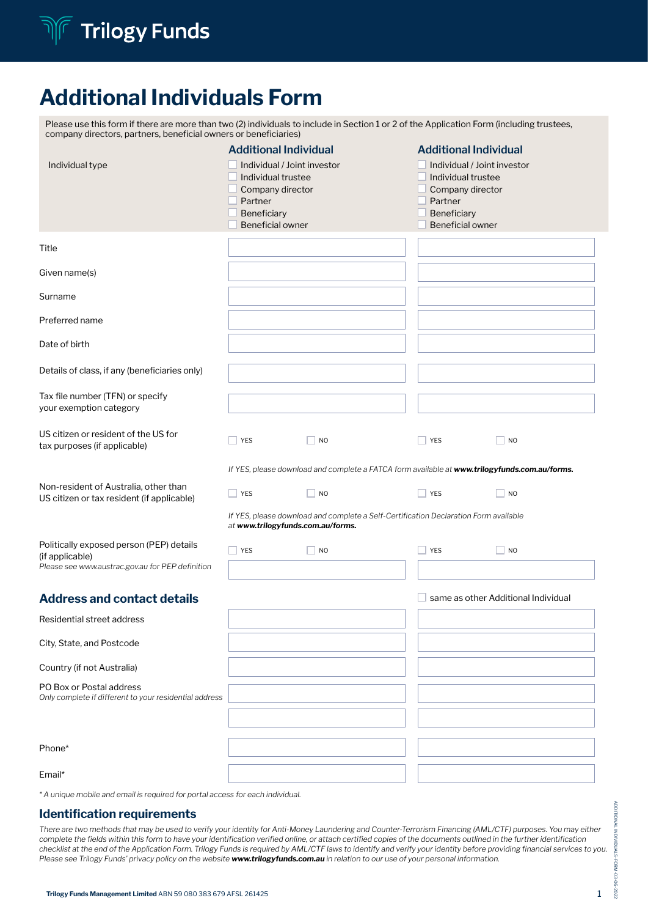Trilogy Funds

# Additional Individuals Form

Please use this form if there are more than two (2) individuals to include in Section 1 or 2 of the Application Form (including trustees, company directors, partners, beneficial owners or beneficiaries)

| | Additional Individual | Additional Individual |
|---|---|---|
| Individual type | ☐ Individual / Joint investor<br>☐ Individual trustee<br>☐ Company director<br>☐ Partner<br>☐ Beneficiary<br>☐ Beneficial owner | ☐ Individual / Joint investor<br>☐ Individual trustee<br>☐ Company director<br>☐ Partner<br>☐ Beneficiary<br>☐ Beneficial owner |
| Title | | |
| Given name(s) | | |
| Surname | | |
| Preferred name | | |
| Date of birth | | |
| Details of class, if any (beneficiaries only) | | |
| Tax file number (TFN) or specify your exemption category | | |
| US citizen or resident of the US for tax purposes (if applicable) | ☐ YES ☐ NO | ☐ YES ☐ NO |

*If YES, please download and complete a FATCA form available at* ***www.trilogyfunds.com.au/forms.***

| | | |
|---|---|---|
| Non-resident of Australia, other than US citizen or tax resident (if applicable) | ☐ YES ☐ NO | ☐ YES ☐ NO |

*If YES, please download and complete a Self-Certification Declaration Form available at* ***www.trilogyfunds.com.au/forms.***

| | | |
|---|---|---|
| Politically exposed person (PEP) details (if applicable)<br>*Please see www.austrac.gov.au for PEP definition* | ☐ YES ☐ NO | ☐ YES ☐ NO |

## Address and contact details

| | | ☐ same as other Additional Individual |
|---|---|---|
| Residential street address | | |
| City, State, and Postcode | | |
| Country (if not Australia) | | |
| PO Box or Postal address<br>*Only complete if different to your residential address* | | |
| Phone* | | |
| Email* | | |

*\* A unique mobile and email is required for portal access for each individual.*

## Identification requirements

*There are two methods that may be used to verify your identity for Anti-Money Laundering and Counter-Terrorism Financing (AML/CTF) purposes. You may either complete the fields within this form to have your identification verified online, or attach certified copies of the documents outlined in the further identification checklist at the end of the Application Form. Trilogy Funds is required by AML/CTF laws to identify and verify your identity before providing financial services to you. Please see Trilogy Funds' privacy policy on the website* ***www.trilogyfunds.com.au*** *in relation to our use of your personal information.*

**Trilogy Funds Management Limited** ABN 59 080 383 679 AFSL 261425

ADDITIONAL INDIVIDUALS-FORM-03-06-2022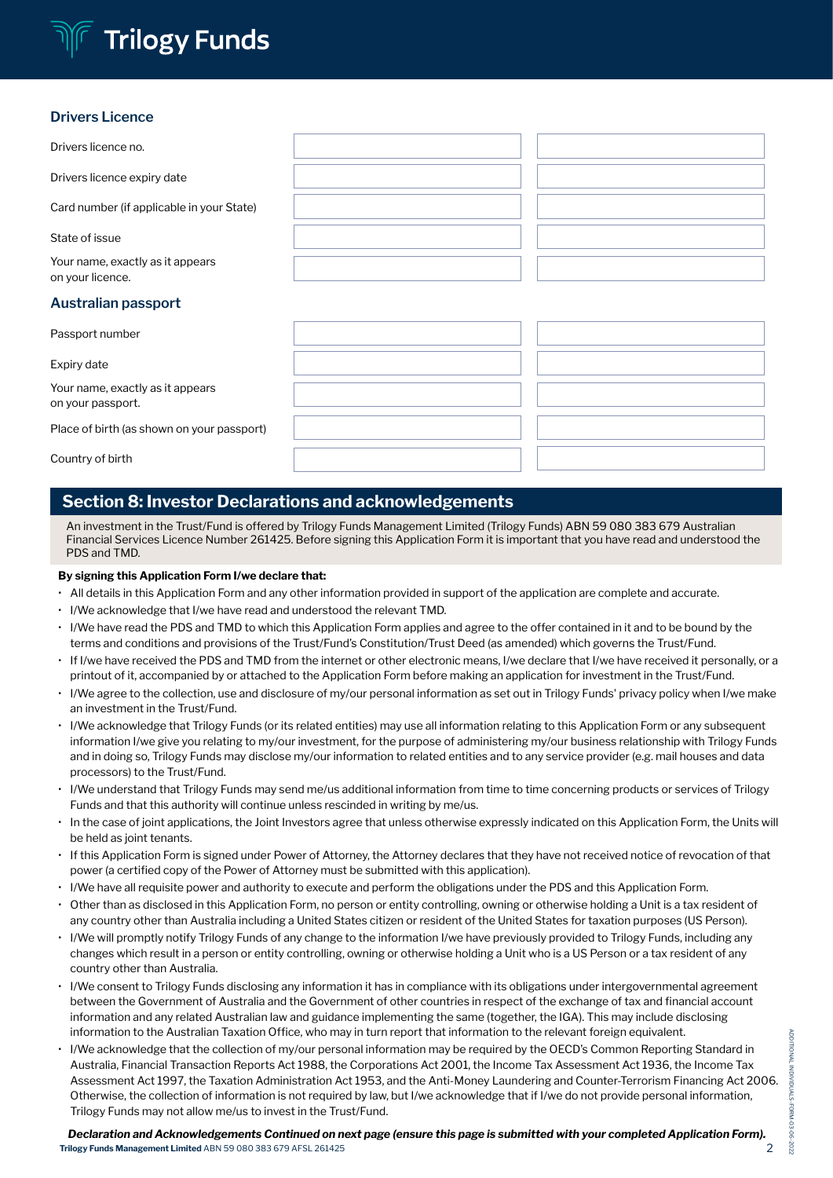### Drivers Licence

| | | |
|---|---|---|
| Drivers licence no. | | |
| Drivers licence expiry date | | |
| Card number (if applicable in your State) | | |
| State of issue | | |
| Your name, exactly as it appears on your licence. | | |

### Australian passport

| | | |
|---|---|---|
| Passport number | | |
| Expiry date | | |
| Your name, exactly as it appears on your passport. | | |
| Place of birth (as shown on your passport) | | |
| Country of birth | | |

## Section 8: Investor Declarations and acknowledgements

An investment in the Trust/Fund is offered by Trilogy Funds Management Limited (Trilogy Funds) ABN 59 080 383 679 Australian Financial Services Licence Number 261425. Before signing this Application Form it is important that you have read and understood the PDS and TMD.

**By signing this Application Form I/we declare that:**

- All details in this Application Form and any other information provided in support of the application are complete and accurate.
- I/We acknowledge that I/we have read and understood the relevant TMD.
- I/We have read the PDS and TMD to which this Application Form applies and agree to the offer contained in it and to be bound by the terms and conditions and provisions of the Trust/Fund's Constitution/Trust Deed (as amended) which governs the Trust/Fund.
- If I/we have received the PDS and TMD from the internet or other electronic means, I/we declare that I/we have received it personally, or a printout of it, accompanied by or attached to the Application Form before making an application for investment in the Trust/Fund.
- I/We agree to the collection, use and disclosure of my/our personal information as set out in Trilogy Funds' privacy policy when I/we make an investment in the Trust/Fund.
- I/We acknowledge that Trilogy Funds (or its related entities) may use all information relating to this Application Form or any subsequent information I/we give you relating to my/our investment, for the purpose of administering my/our business relationship with Trilogy Funds and in doing so, Trilogy Funds may disclose my/our information to related entities and to any service provider (e.g. mail houses and data processors) to the Trust/Fund.
- I/We understand that Trilogy Funds may send me/us additional information from time to time concerning products or services of Trilogy Funds and that this authority will continue unless rescinded in writing by me/us.
- In the case of joint applications, the Joint Investors agree that unless otherwise expressly indicated on this Application Form, the Units will be held as joint tenants.
- If this Application Form is signed under Power of Attorney, the Attorney declares that they have not received notice of revocation of that power (a certified copy of the Power of Attorney must be submitted with this application).
- I/We have all requisite power and authority to execute and perform the obligations under the PDS and this Application Form.
- Other than as disclosed in this Application Form, no person or entity controlling, owning or otherwise holding a Unit is a tax resident of any country other than Australia including a United States citizen or resident of the United States for taxation purposes (US Person).
- I/We will promptly notify Trilogy Funds of any change to the information I/we have previously provided to Trilogy Funds, including any changes which result in a person or entity controlling, owning or otherwise holding a Unit who is a US Person or a tax resident of any country other than Australia.
- I/We consent to Trilogy Funds disclosing any information it has in compliance with its obligations under intergovernmental agreement between the Government of Australia and the Government of other countries in respect of the exchange of tax and financial account information and any related Australian law and guidance implementing the same (together, the IGA). This may include disclosing information to the Australian Taxation Office, who may in turn report that information to the relevant foreign equivalent.
- I/We acknowledge that the collection of my/our personal information may be required by the OECD's Common Reporting Standard in Australia, Financial Transaction Reports Act 1988, the Corporations Act 2001, the Income Tax Assessment Act 1936, the Income Tax Assessment Act 1997, the Taxation Administration Act 1953, and the Anti-Money Laundering and Counter-Terrorism Financing Act 2006. Otherwise, the collection of information is not required by law, but I/we acknowledge that if I/we do not provide personal information, Trilogy Funds may not allow me/us to invest in the Trust/Fund.

***Declaration and Acknowledgements Continued on next page (ensure this page is submitted with your completed Application Form).***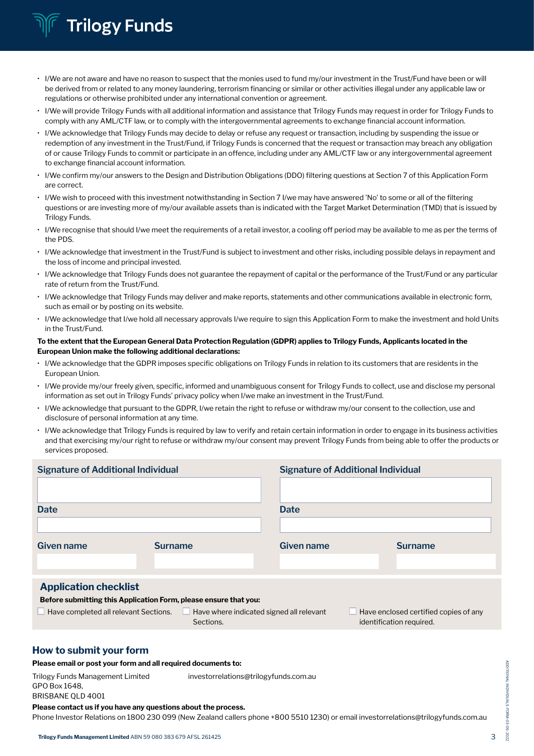- I/We are not aware and have no reason to suspect that the monies used to fund my/our investment in the Trust/Fund have been or will be derived from or related to any money laundering, terrorism financing or similar or other activities illegal under any applicable law or regulations or otherwise prohibited under any international convention or agreement.
- I/We will provide Trilogy Funds with all additional information and assistance that Trilogy Funds may request in order for Trilogy Funds to comply with any AML/CTF law, or to comply with the intergovernmental agreements to exchange financial account information.
- I/We acknowledge that Trilogy Funds may decide to delay or refuse any request or transaction, including by suspending the issue or redemption of any investment in the Trust/Fund, if Trilogy Funds is concerned that the request or transaction may breach any obligation of or cause Trilogy Funds to commit or participate in an offence, including under any AML/CTF law or any intergovernmental agreement to exchange financial account information.
- I/We confirm my/our answers to the Design and Distribution Obligations (DDO) filtering questions at Section 7 of this Application Form are correct.
- I/We wish to proceed with this investment notwithstanding in Section 7 I/we may have answered 'No' to some or all of the filtering questions or are investing more of my/our available assets than is indicated with the Target Market Determination (TMD) that is issued by Trilogy Funds.
- I/We recognise that should I/we meet the requirements of a retail investor, a cooling off period may be available to me as per the terms of the PDS.
- I/We acknowledge that investment in the Trust/Fund is subject to investment and other risks, including possible delays in repayment and the loss of income and principal invested.
- I/We acknowledge that Trilogy Funds does not guarantee the repayment of capital or the performance of the Trust/Fund or any particular rate of return from the Trust/Fund.
- I/We acknowledge that Trilogy Funds may deliver and make reports, statements and other communications available in electronic form, such as email or by posting on its website.
- I/We acknowledge that I/we hold all necessary approvals I/we require to sign this Application Form to make the investment and hold Units in the Trust/Fund.

**To the extent that the European General Data Protection Regulation (GDPR) applies to Trilogy Funds, Applicants located in the European Union make the following additional declarations:**

- I/We acknowledge that the GDPR imposes specific obligations on Trilogy Funds in relation to its customers that are residents in the European Union.
- I/We provide my/our freely given, specific, informed and unambiguous consent for Trilogy Funds to collect, use and disclose my personal information as set out in Trilogy Funds' privacy policy when I/we make an investment in the Trust/Fund.
- I/We acknowledge that pursuant to the GDPR, I/we retain the right to refuse or withdraw my/our consent to the collection, use and disclosure of personal information at any time.
- I/We acknowledge that Trilogy Funds is required by law to verify and retain certain information in order to engage in its business activities and that exercising my/our right to refuse or withdraw my/our consent may prevent Trilogy Funds from being able to offer the products or services proposed.

| Signature of Additional Individual | | Signature of Additional Individual | |
|---|---|---|---|
| | | | |
| **Date** | | **Date** | |
| | | | |
| **Given name** | **Surname** | **Given name** | **Surname** |
| | | | |

## Application checklist

**Before submitting this Application Form, please ensure that you:**

- ☐ Have completed all relevant Sections.
- ☐ Have where indicated signed all relevant Sections.
- ☐ Have enclosed certified copies of any identification required.

## How to submit your form

**Please email or post your form and all required documents to:**

Trilogy Funds Management Limited
GPO Box 1648,
BRISBANE QLD 4001

investorrelations@trilogyfunds.com.au

**Please contact us if you have any questions about the process.**

Phone Investor Relations on 1800 230 099 (New Zealand callers phone +800 5510 1230) or email investorrelations@trilogyfunds.com.au